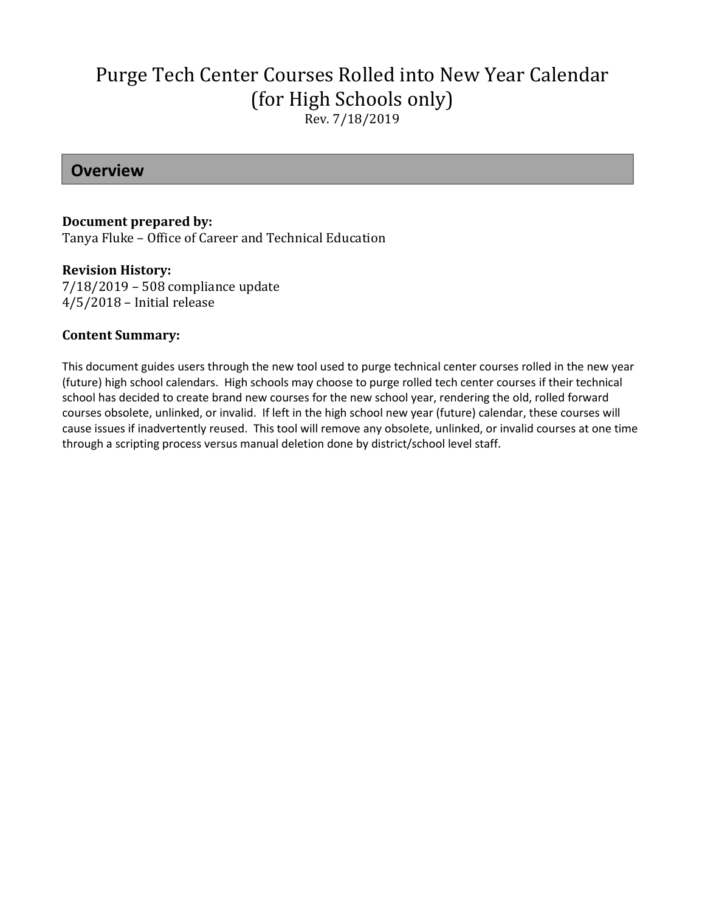# Purge Tech Center Courses Rolled into New Year Calendar (for High Schools only)

Rev. 7/18/2019

## Overview

**Document prepared by:**
Tanya Fluke – Office of Career and Technical Education

**Revision History:**
7/18/2019 – 508 compliance update
4/5/2018 – Initial release

**Content Summary:**

This document guides users through the new tool used to purge technical center courses rolled in the new year (future) high school calendars. High schools may choose to purge rolled tech center courses if their technical school has decided to create brand new courses for the new school year, rendering the old, rolled forward courses obsolete, unlinked, or invalid. If left in the high school new year (future) calendar, these courses will cause issues if inadvertently reused. This tool will remove any obsolete, unlinked, or invalid courses at one time through a scripting process versus manual deletion done by district/school level staff.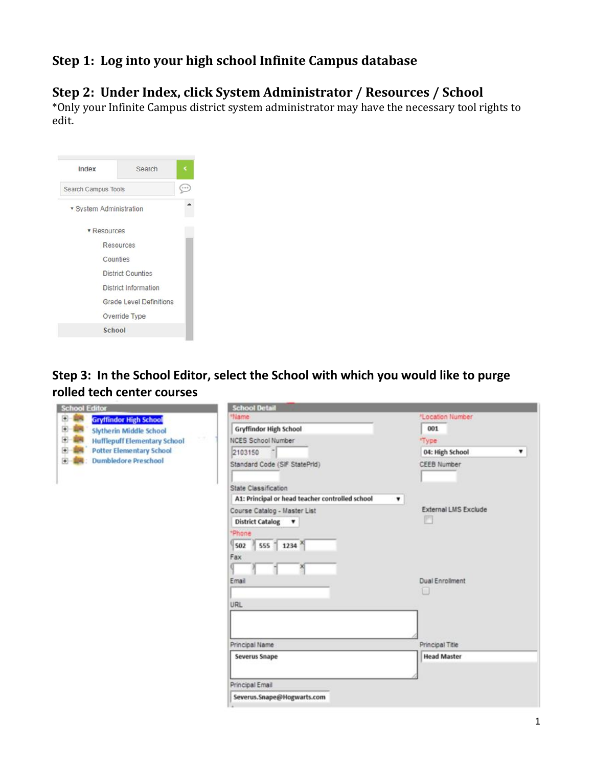## Step 1: Log into your high school Infinite Campus database

## Step 2: Under Index, click System Administrator / Resources / School

*Only your Infinite Campus district system administrator may have the necessary tool rights to edit.

## Step 3: In the School Editor, select the School with which you would like to purge rolled tech center courses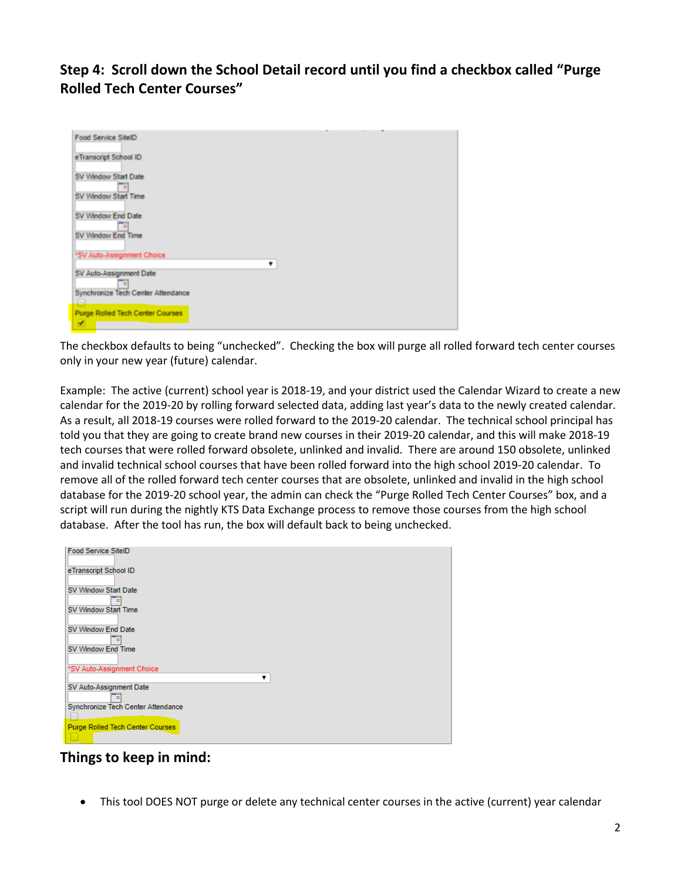### Step 4: Scroll down the School Detail record until you find a checkbox called "Purge Rolled Tech Center Courses"

The checkbox defaults to being "unchecked". Checking the box will purge all rolled forward tech center courses only in your new year (future) calendar.

Example: The active (current) school year is 2018-19, and your district used the Calendar Wizard to create a new calendar for the 2019-20 by rolling forward selected data, adding last year's data to the newly created calendar. As a result, all 2018-19 courses were rolled forward to the 2019-20 calendar. The technical school principal has told you that they are going to create brand new courses in their 2019-20 calendar, and this will make 2018-19 tech courses that were rolled forward obsolete, unlinked and invalid. There are around 150 obsolete, unlinked and invalid technical school courses that have been rolled forward into the high school 2019-20 calendar. To remove all of the rolled forward tech center courses that are obsolete, unlinked and invalid in the high school database for the 2019-20 school year, the admin can check the "Purge Rolled Tech Center Courses" box, and a script will run during the nightly KTS Data Exchange process to remove those courses from the high school database. After the tool has run, the box will default back to being unchecked.

### Things to keep in mind:

- This tool DOES NOT purge or delete any technical center courses in the active (current) year calendar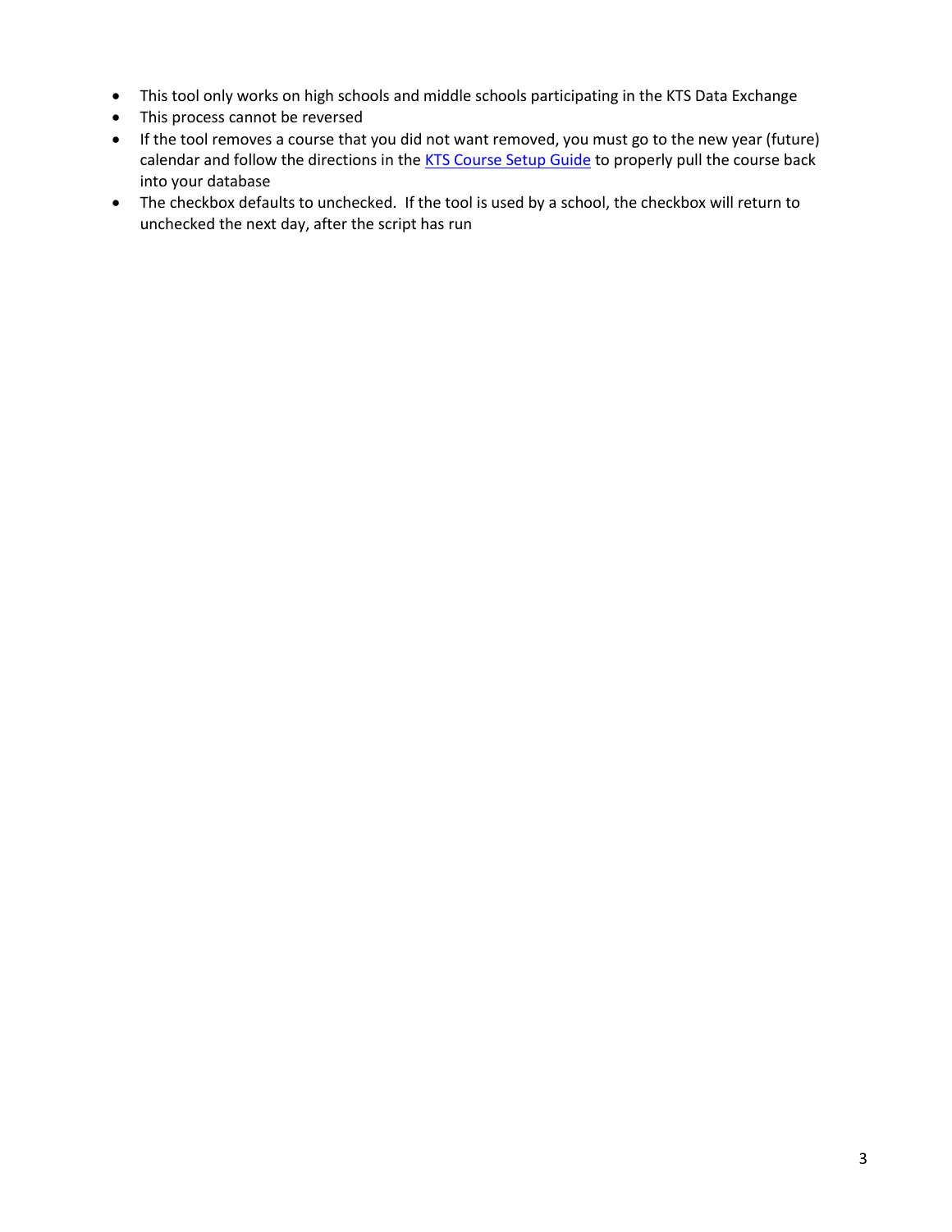- This tool only works on high schools and middle schools participating in the KTS Data Exchange
- This process cannot be reversed
- If the tool removes a course that you did not want removed, you must go to the new year (future) calendar and follow the directions in the KTS Course Setup Guide to properly pull the course back into your database
- The checkbox defaults to unchecked. If the tool is used by a school, the checkbox will return to unchecked the next day, after the script has run